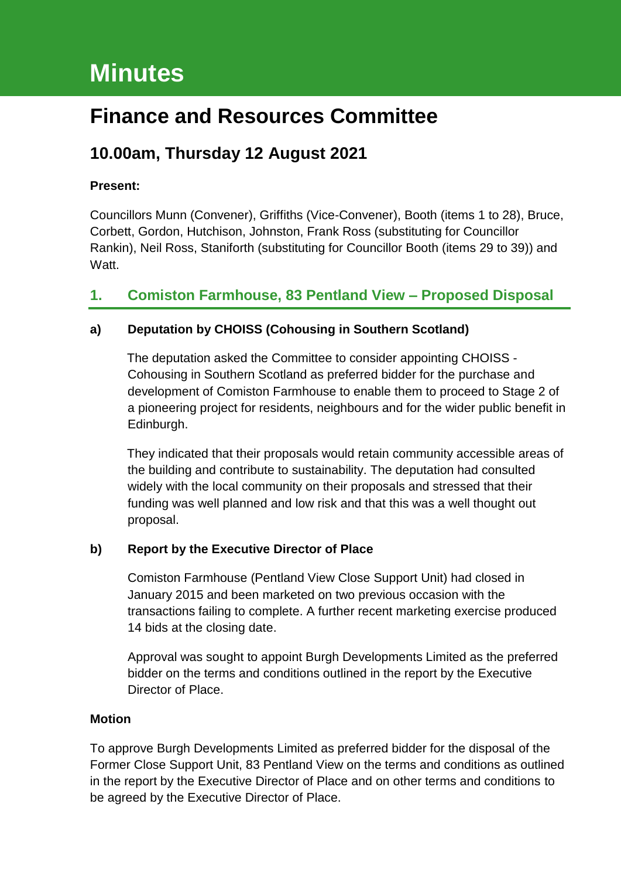# Minutes

## Finance and Resources Committee

### 10.00am, Thursday 12 August 2021

**Present:**

Councillors Munn (Convener), Griffiths (Vice-Convener), Booth (items 1 to 28), Bruce, Corbett, Gordon, Hutchison, Johnston, Frank Ross (substituting for Councillor Rankin), Neil Ross, Staniforth (substituting for Councillor Booth (items 29 to 39)) and Watt.

## 1. Comiston Farmhouse, 83 Pentland View – Proposed Disposal

**a) Deputation by CHOISS (Cohousing in Southern Scotland)**

The deputation asked the Committee to consider appointing CHOISS - Cohousing in Southern Scotland as preferred bidder for the purchase and development of Comiston Farmhouse to enable them to proceed to Stage 2 of a pioneering project for residents, neighbours and for the wider public benefit in Edinburgh.

They indicated that their proposals would retain community accessible areas of the building and contribute to sustainability. The deputation had consulted widely with the local community on their proposals and stressed that their funding was well planned and low risk and that this was a well thought out proposal.

**b) Report by the Executive Director of Place**

Comiston Farmhouse (Pentland View Close Support Unit) had closed in January 2015 and been marketed on two previous occasion with the transactions failing to complete. A further recent marketing exercise produced 14 bids at the closing date.

Approval was sought to appoint Burgh Developments Limited as the preferred bidder on the terms and conditions outlined in the report by the Executive Director of Place.

**Motion**

To approve Burgh Developments Limited as preferred bidder for the disposal of the Former Close Support Unit, 83 Pentland View on the terms and conditions as outlined in the report by the Executive Director of Place and on other terms and conditions to be agreed by the Executive Director of Place.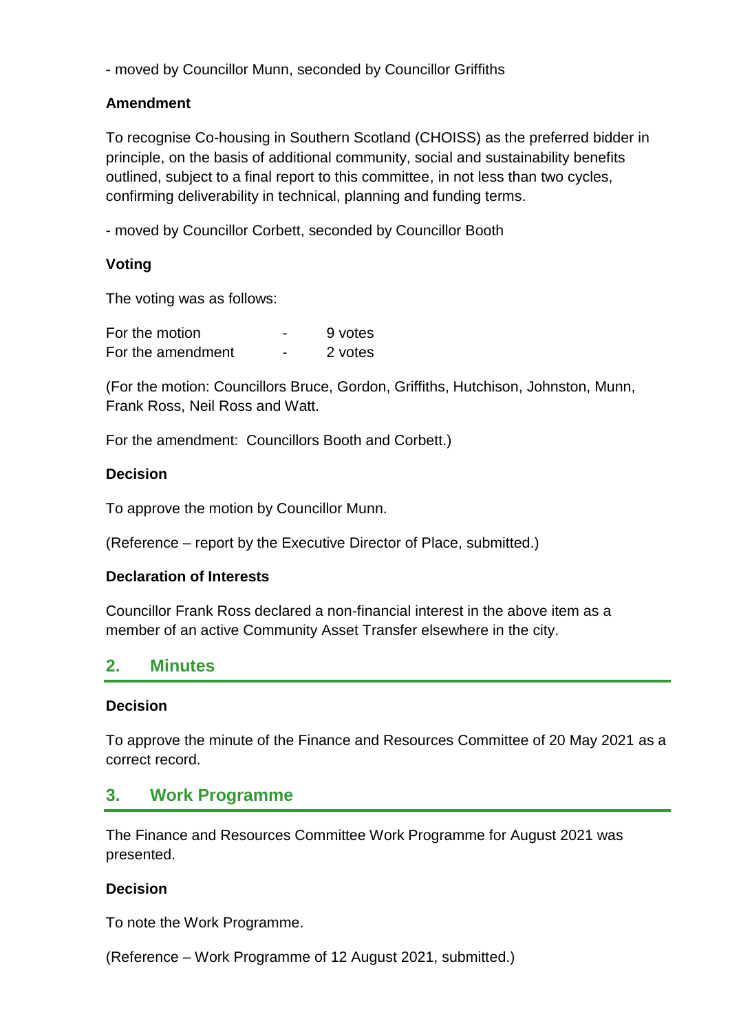- moved by Councillor Munn, seconded by Councillor Griffiths

**Amendment**

To recognise Co-housing in Southern Scotland (CHOISS) as the preferred bidder in principle, on the basis of additional community, social and sustainability benefits outlined, subject to a final report to this committee, in not less than two cycles, confirming deliverability in technical, planning and funding terms.

- moved by Councillor Corbett, seconded by Councillor Booth

**Voting**

The voting was as follows:

| | | |
|---|---|---|
| For the motion | - | 9 votes |
| For the amendment | - | 2 votes |

(For the motion: Councillors Bruce, Gordon, Griffiths, Hutchison, Johnston, Munn, Frank Ross, Neil Ross and Watt.

For the amendment: Councillors Booth and Corbett.)

**Decision**

To approve the motion by Councillor Munn.

(Reference – report by the Executive Director of Place, submitted.)

**Declaration of Interests**

Councillor Frank Ross declared a non-financial interest in the above item as a member of an active Community Asset Transfer elsewhere in the city.

## 2. Minutes

**Decision**

To approve the minute of the Finance and Resources Committee of 20 May 2021 as a correct record.

## 3. Work Programme

The Finance and Resources Committee Work Programme for August 2021 was presented.

**Decision**

To note the Work Programme.

(Reference – Work Programme of 12 August 2021, submitted.)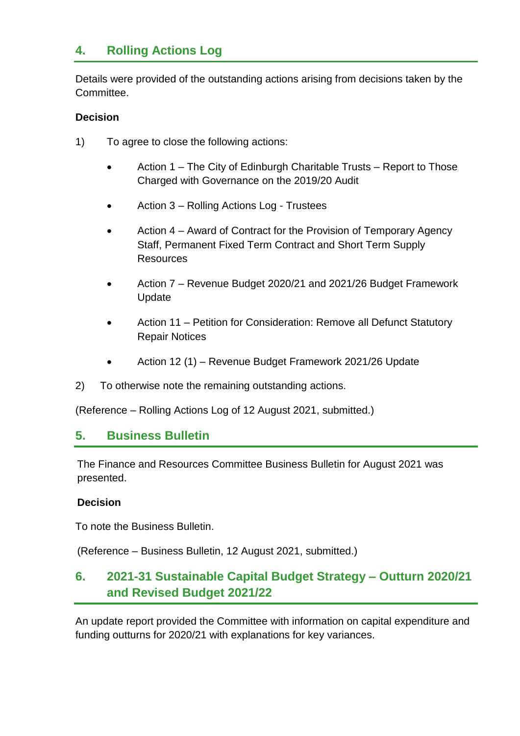## 4. Rolling Actions Log

Details were provided of the outstanding actions arising from decisions taken by the Committee.

**Decision**

1) To agree to close the following actions:

- Action 1 – The City of Edinburgh Charitable Trusts – Report to Those Charged with Governance on the 2019/20 Audit
- Action 3 – Rolling Actions Log - Trustees
- Action 4 – Award of Contract for the Provision of Temporary Agency Staff, Permanent Fixed Term Contract and Short Term Supply Resources
- Action 7 – Revenue Budget 2020/21 and 2021/26 Budget Framework Update
- Action 11 – Petition for Consideration: Remove all Defunct Statutory Repair Notices
- Action 12 (1) – Revenue Budget Framework 2021/26 Update

2) To otherwise note the remaining outstanding actions.

(Reference – Rolling Actions Log of 12 August 2021, submitted.)

## 5. Business Bulletin

The Finance and Resources Committee Business Bulletin for August 2021 was presented.

**Decision**

To note the Business Bulletin.

(Reference – Business Bulletin, 12 August 2021, submitted.)

## 6. 2021-31 Sustainable Capital Budget Strategy – Outturn 2020/21 and Revised Budget 2021/22

An update report provided the Committee with information on capital expenditure and funding outturns for 2020/21 with explanations for key variances.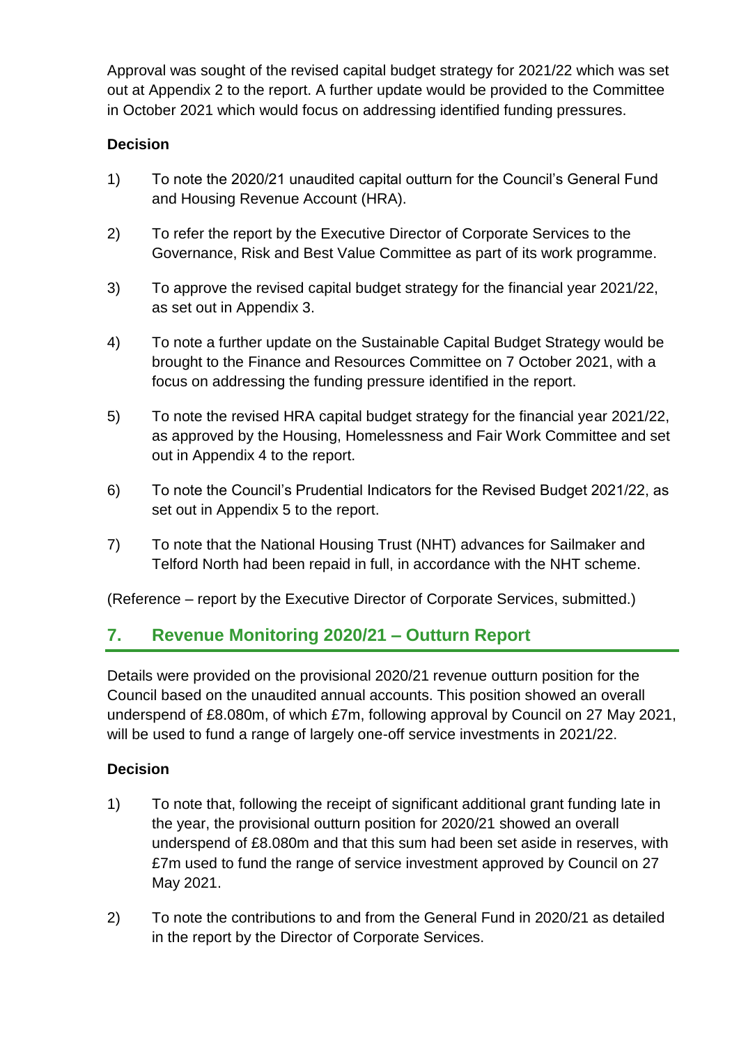Approval was sought of the revised capital budget strategy for 2021/22 which was set out at Appendix 2 to the report. A further update would be provided to the Committee in October 2021 which would focus on addressing identified funding pressures.

**Decision**

1) To note the 2020/21 unaudited capital outturn for the Council's General Fund and Housing Revenue Account (HRA).

2) To refer the report by the Executive Director of Corporate Services to the Governance, Risk and Best Value Committee as part of its work programme.

3) To approve the revised capital budget strategy for the financial year 2021/22, as set out in Appendix 3.

4) To note a further update on the Sustainable Capital Budget Strategy would be brought to the Finance and Resources Committee on 7 October 2021, with a focus on addressing the funding pressure identified in the report.

5) To note the revised HRA capital budget strategy for the financial year 2021/22, as approved by the Housing, Homelessness and Fair Work Committee and set out in Appendix 4 to the report.

6) To note the Council's Prudential Indicators for the Revised Budget 2021/22, as set out in Appendix 5 to the report.

7) To note that the National Housing Trust (NHT) advances for Sailmaker and Telford North had been repaid in full, in accordance with the NHT scheme.

(Reference – report by the Executive Director of Corporate Services, submitted.)

## 7. Revenue Monitoring 2020/21 – Outturn Report

Details were provided on the provisional 2020/21 revenue outturn position for the Council based on the unaudited annual accounts. This position showed an overall underspend of £8.080m, of which £7m, following approval by Council on 27 May 2021, will be used to fund a range of largely one-off service investments in 2021/22.

**Decision**

1) To note that, following the receipt of significant additional grant funding late in the year, the provisional outturn position for 2020/21 showed an overall underspend of £8.080m and that this sum had been set aside in reserves, with £7m used to fund the range of service investment approved by Council on 27 May 2021.

2) To note the contributions to and from the General Fund in 2020/21 as detailed in the report by the Director of Corporate Services.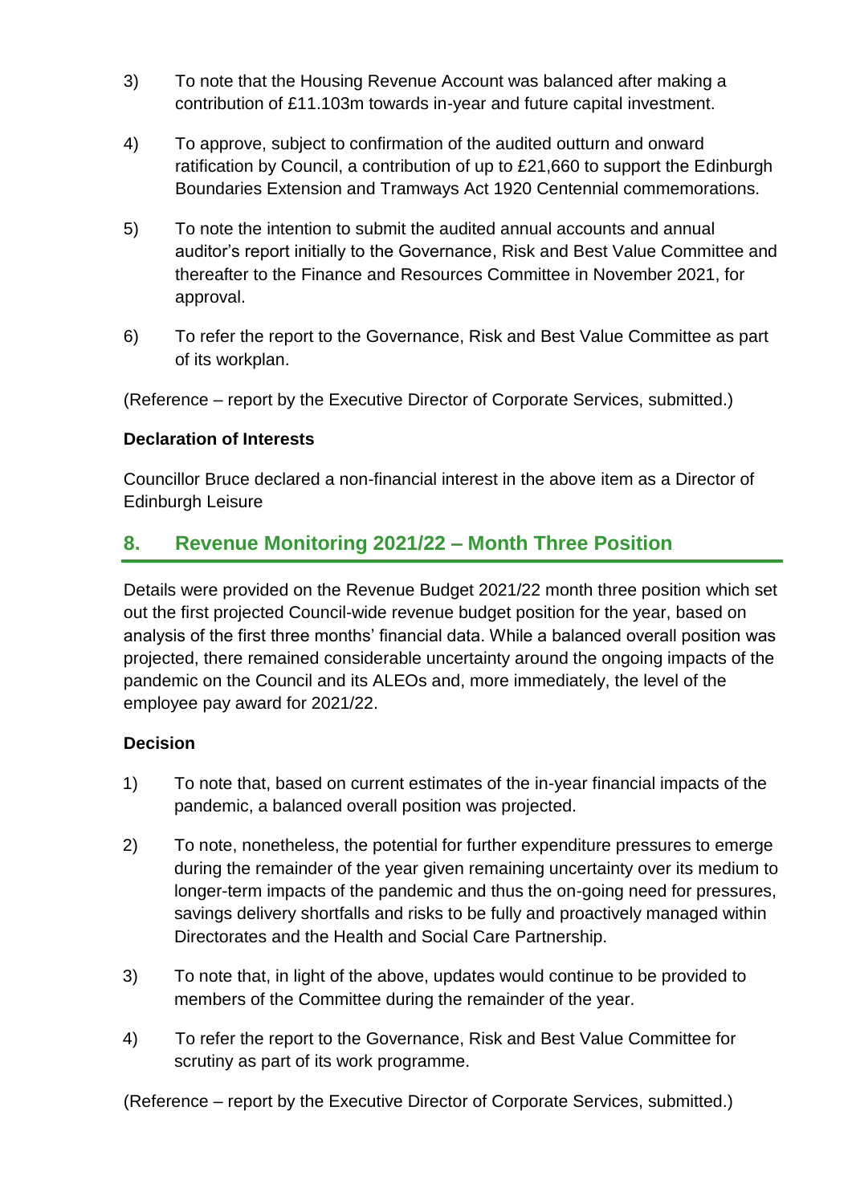3) To note that the Housing Revenue Account was balanced after making a contribution of £11.103m towards in-year and future capital investment.

4) To approve, subject to confirmation of the audited outturn and onward ratification by Council, a contribution of up to £21,660 to support the Edinburgh Boundaries Extension and Tramways Act 1920 Centennial commemorations.

5) To note the intention to submit the audited annual accounts and annual auditor's report initially to the Governance, Risk and Best Value Committee and thereafter to the Finance and Resources Committee in November 2021, for approval.

6) To refer the report to the Governance, Risk and Best Value Committee as part of its workplan.

(Reference – report by the Executive Director of Corporate Services, submitted.)

**Declaration of Interests**

Councillor Bruce declared a non-financial interest in the above item as a Director of Edinburgh Leisure

## 8. Revenue Monitoring 2021/22 – Month Three Position

Details were provided on the Revenue Budget 2021/22 month three position which set out the first projected Council-wide revenue budget position for the year, based on analysis of the first three months' financial data. While a balanced overall position was projected, there remained considerable uncertainty around the ongoing impacts of the pandemic on the Council and its ALEOs and, more immediately, the level of the employee pay award for 2021/22.

**Decision**

1) To note that, based on current estimates of the in-year financial impacts of the pandemic, a balanced overall position was projected.

2) To note, nonetheless, the potential for further expenditure pressures to emerge during the remainder of the year given remaining uncertainty over its medium to longer-term impacts of the pandemic and thus the on-going need for pressures, savings delivery shortfalls and risks to be fully and proactively managed within Directorates and the Health and Social Care Partnership.

3) To note that, in light of the above, updates would continue to be provided to members of the Committee during the remainder of the year.

4) To refer the report to the Governance, Risk and Best Value Committee for scrutiny as part of its work programme.

(Reference – report by the Executive Director of Corporate Services, submitted.)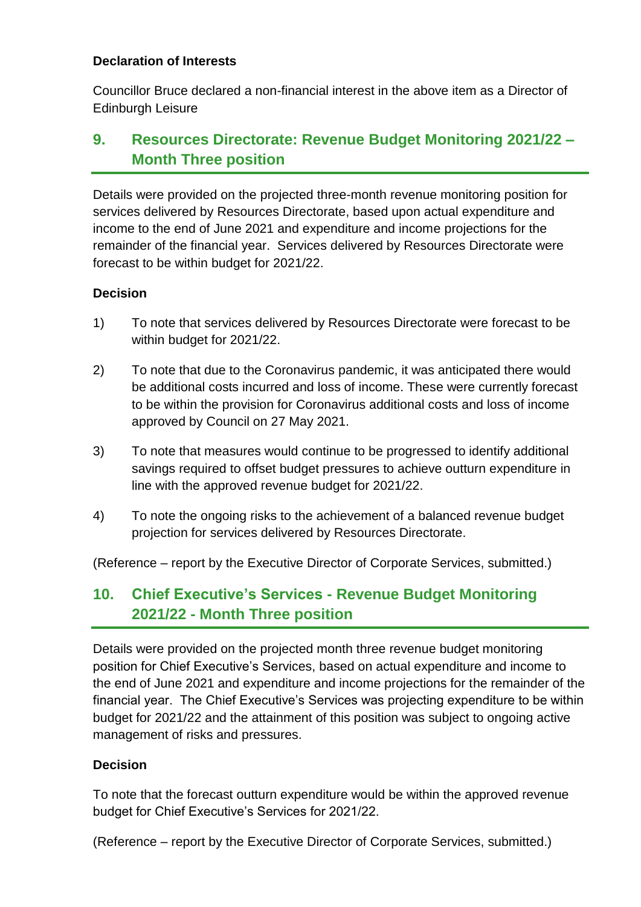**Declaration of Interests**

Councillor Bruce declared a non-financial interest in the above item as a Director of Edinburgh Leisure

## 9. Resources Directorate: Revenue Budget Monitoring 2021/22 – Month Three position

Details were provided on the projected three-month revenue monitoring position for services delivered by Resources Directorate, based upon actual expenditure and income to the end of June 2021 and expenditure and income projections for the remainder of the financial year. Services delivered by Resources Directorate were forecast to be within budget for 2021/22.

**Decision**

1) To note that services delivered by Resources Directorate were forecast to be within budget for 2021/22.

2) To note that due to the Coronavirus pandemic, it was anticipated there would be additional costs incurred and loss of income. These were currently forecast to be within the provision for Coronavirus additional costs and loss of income approved by Council on 27 May 2021.

3) To note that measures would continue to be progressed to identify additional savings required to offset budget pressures to achieve outturn expenditure in line with the approved revenue budget for 2021/22.

4) To note the ongoing risks to the achievement of a balanced revenue budget projection for services delivered by Resources Directorate.

(Reference – report by the Executive Director of Corporate Services, submitted.)

## 10. Chief Executive's Services - Revenue Budget Monitoring 2021/22 - Month Three position

Details were provided on the projected month three revenue budget monitoring position for Chief Executive's Services, based on actual expenditure and income to the end of June 2021 and expenditure and income projections for the remainder of the financial year. The Chief Executive's Services was projecting expenditure to be within budget for 2021/22 and the attainment of this position was subject to ongoing active management of risks and pressures.

**Decision**

To note that the forecast outturn expenditure would be within the approved revenue budget for Chief Executive's Services for 2021/22.

(Reference – report by the Executive Director of Corporate Services, submitted.)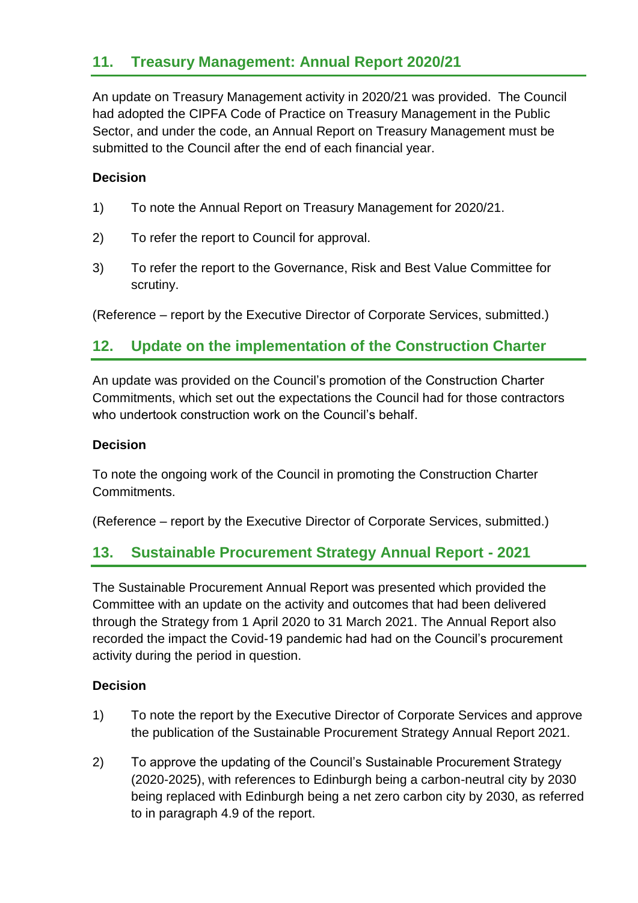## 11. Treasury Management: Annual Report 2020/21

An update on Treasury Management activity in 2020/21 was provided. The Council had adopted the CIPFA Code of Practice on Treasury Management in the Public Sector, and under the code, an Annual Report on Treasury Management must be submitted to the Council after the end of each financial year.

**Decision**

1) To note the Annual Report on Treasury Management for 2020/21.

2) To refer the report to Council for approval.

3) To refer the report to the Governance, Risk and Best Value Committee for scrutiny.

(Reference – report by the Executive Director of Corporate Services, submitted.)

## 12. Update on the implementation of the Construction Charter

An update was provided on the Council's promotion of the Construction Charter Commitments, which set out the expectations the Council had for those contractors who undertook construction work on the Council's behalf.

**Decision**

To note the ongoing work of the Council in promoting the Construction Charter Commitments.

(Reference – report by the Executive Director of Corporate Services, submitted.)

## 13. Sustainable Procurement Strategy Annual Report - 2021

The Sustainable Procurement Annual Report was presented which provided the Committee with an update on the activity and outcomes that had been delivered through the Strategy from 1 April 2020 to 31 March 2021. The Annual Report also recorded the impact the Covid-19 pandemic had had on the Council's procurement activity during the period in question.

**Decision**

1) To note the report by the Executive Director of Corporate Services and approve the publication of the Sustainable Procurement Strategy Annual Report 2021.

2) To approve the updating of the Council's Sustainable Procurement Strategy (2020-2025), with references to Edinburgh being a carbon-neutral city by 2030 being replaced with Edinburgh being a net zero carbon city by 2030, as referred to in paragraph 4.9 of the report.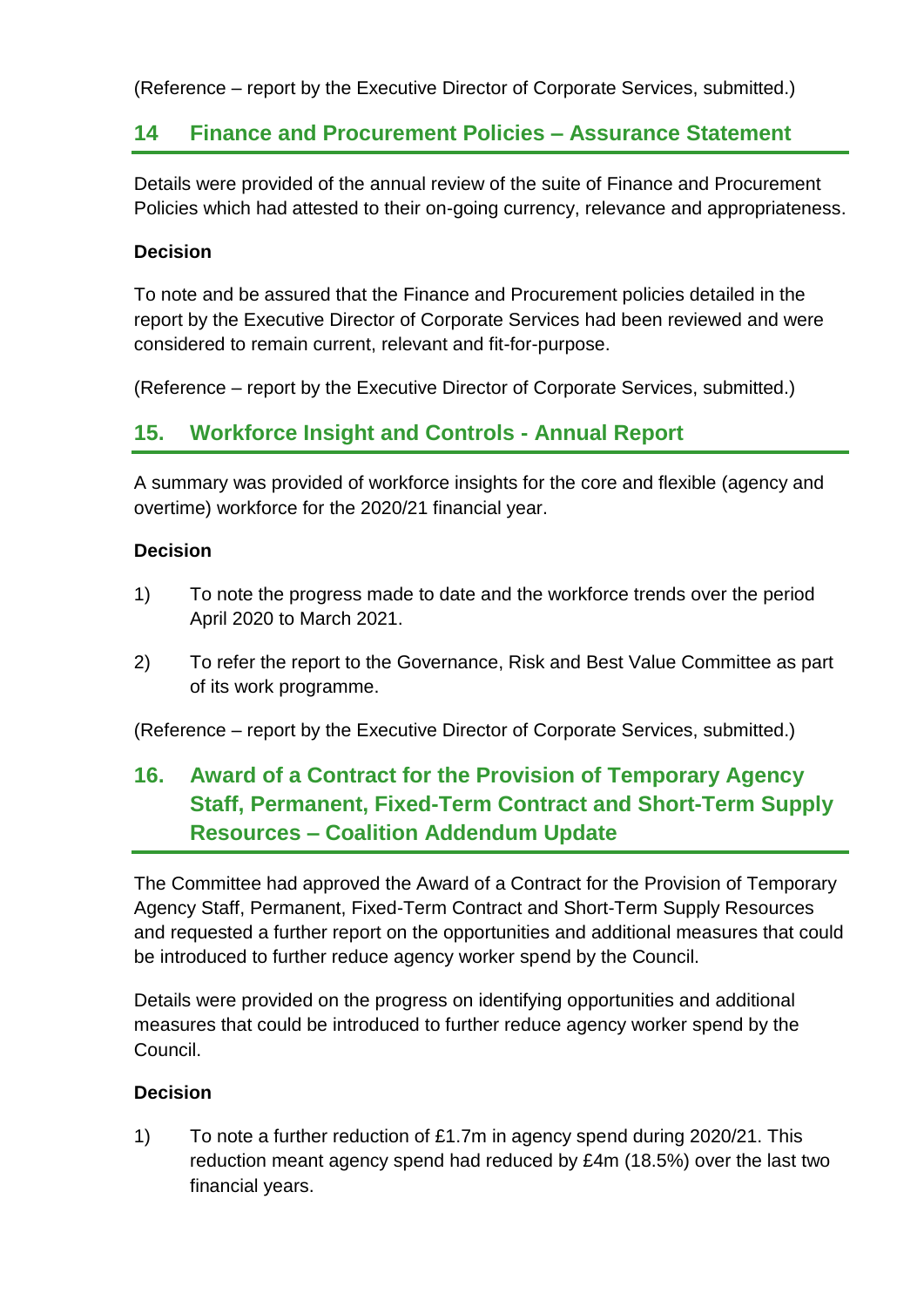(Reference – report by the Executive Director of Corporate Services, submitted.)

## 14 Finance and Procurement Policies – Assurance Statement

Details were provided of the annual review of the suite of Finance and Procurement Policies which had attested to their on-going currency, relevance and appropriateness.

**Decision**

To note and be assured that the Finance and Procurement policies detailed in the report by the Executive Director of Corporate Services had been reviewed and were considered to remain current, relevant and fit-for-purpose.

(Reference – report by the Executive Director of Corporate Services, submitted.)

## 15. Workforce Insight and Controls - Annual Report

A summary was provided of workforce insights for the core and flexible (agency and overtime) workforce for the 2020/21 financial year.

**Decision**

1) To note the progress made to date and the workforce trends over the period April 2020 to March 2021.

2) To refer the report to the Governance, Risk and Best Value Committee as part of its work programme.

(Reference – report by the Executive Director of Corporate Services, submitted.)

## 16. Award of a Contract for the Provision of Temporary Agency Staff, Permanent, Fixed-Term Contract and Short-Term Supply Resources – Coalition Addendum Update

The Committee had approved the Award of a Contract for the Provision of Temporary Agency Staff, Permanent, Fixed-Term Contract and Short-Term Supply Resources and requested a further report on the opportunities and additional measures that could be introduced to further reduce agency worker spend by the Council.

Details were provided on the progress on identifying opportunities and additional measures that could be introduced to further reduce agency worker spend by the Council.

**Decision**

1) To note a further reduction of £1.7m in agency spend during 2020/21. This reduction meant agency spend had reduced by £4m (18.5%) over the last two financial years.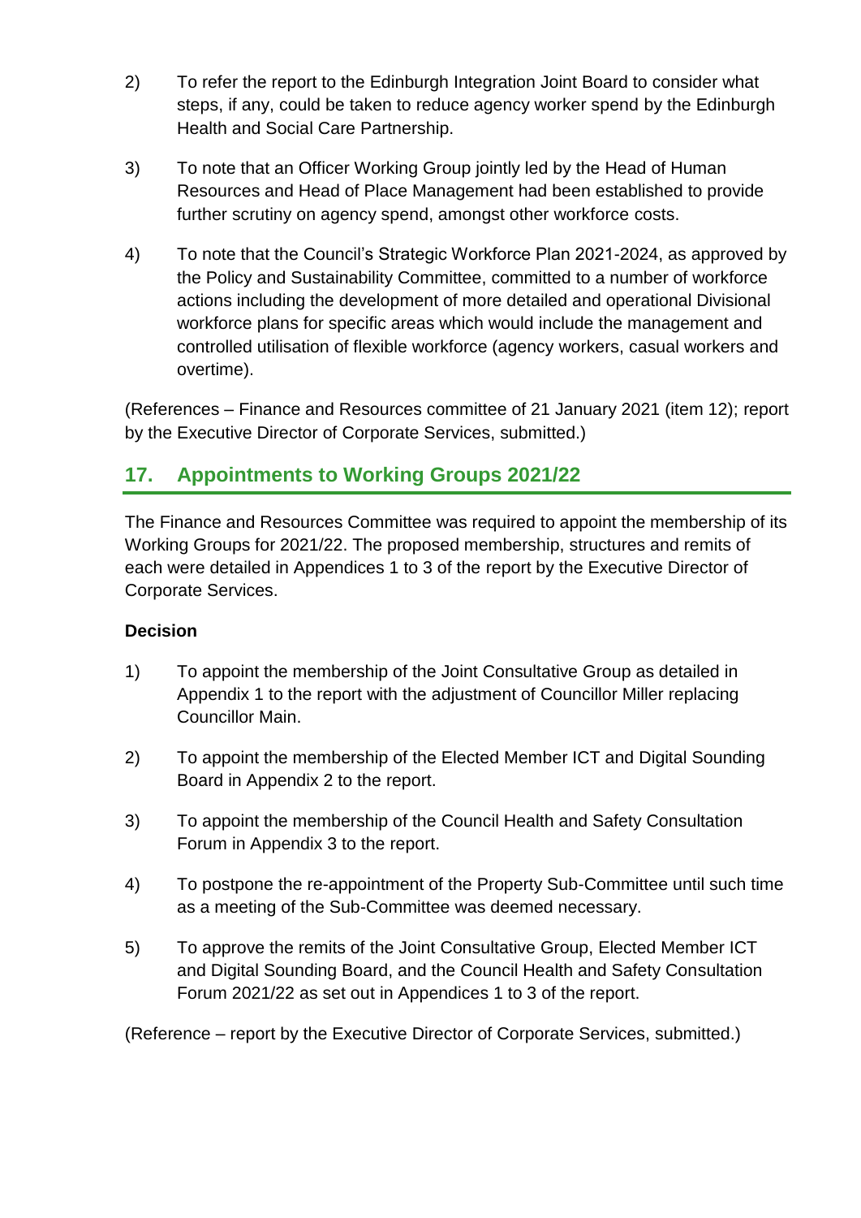2) To refer the report to the Edinburgh Integration Joint Board to consider what steps, if any, could be taken to reduce agency worker spend by the Edinburgh Health and Social Care Partnership.

3) To note that an Officer Working Group jointly led by the Head of Human Resources and Head of Place Management had been established to provide further scrutiny on agency spend, amongst other workforce costs.

4) To note that the Council's Strategic Workforce Plan 2021-2024, as approved by the Policy and Sustainability Committee, committed to a number of workforce actions including the development of more detailed and operational Divisional workforce plans for specific areas which would include the management and controlled utilisation of flexible workforce (agency workers, casual workers and overtime).

(References – Finance and Resources committee of 21 January 2021 (item 12); report by the Executive Director of Corporate Services, submitted.)

## 17. Appointments to Working Groups 2021/22

The Finance and Resources Committee was required to appoint the membership of its Working Groups for 2021/22. The proposed membership, structures and remits of each were detailed in Appendices 1 to 3 of the report by the Executive Director of Corporate Services.

**Decision**

1) To appoint the membership of the Joint Consultative Group as detailed in Appendix 1 to the report with the adjustment of Councillor Miller replacing Councillor Main.

2) To appoint the membership of the Elected Member ICT and Digital Sounding Board in Appendix 2 to the report.

3) To appoint the membership of the Council Health and Safety Consultation Forum in Appendix 3 to the report.

4) To postpone the re-appointment of the Property Sub-Committee until such time as a meeting of the Sub-Committee was deemed necessary.

5) To approve the remits of the Joint Consultative Group, Elected Member ICT and Digital Sounding Board, and the Council Health and Safety Consultation Forum 2021/22 as set out in Appendices 1 to 3 of the report.

(Reference – report by the Executive Director of Corporate Services, submitted.)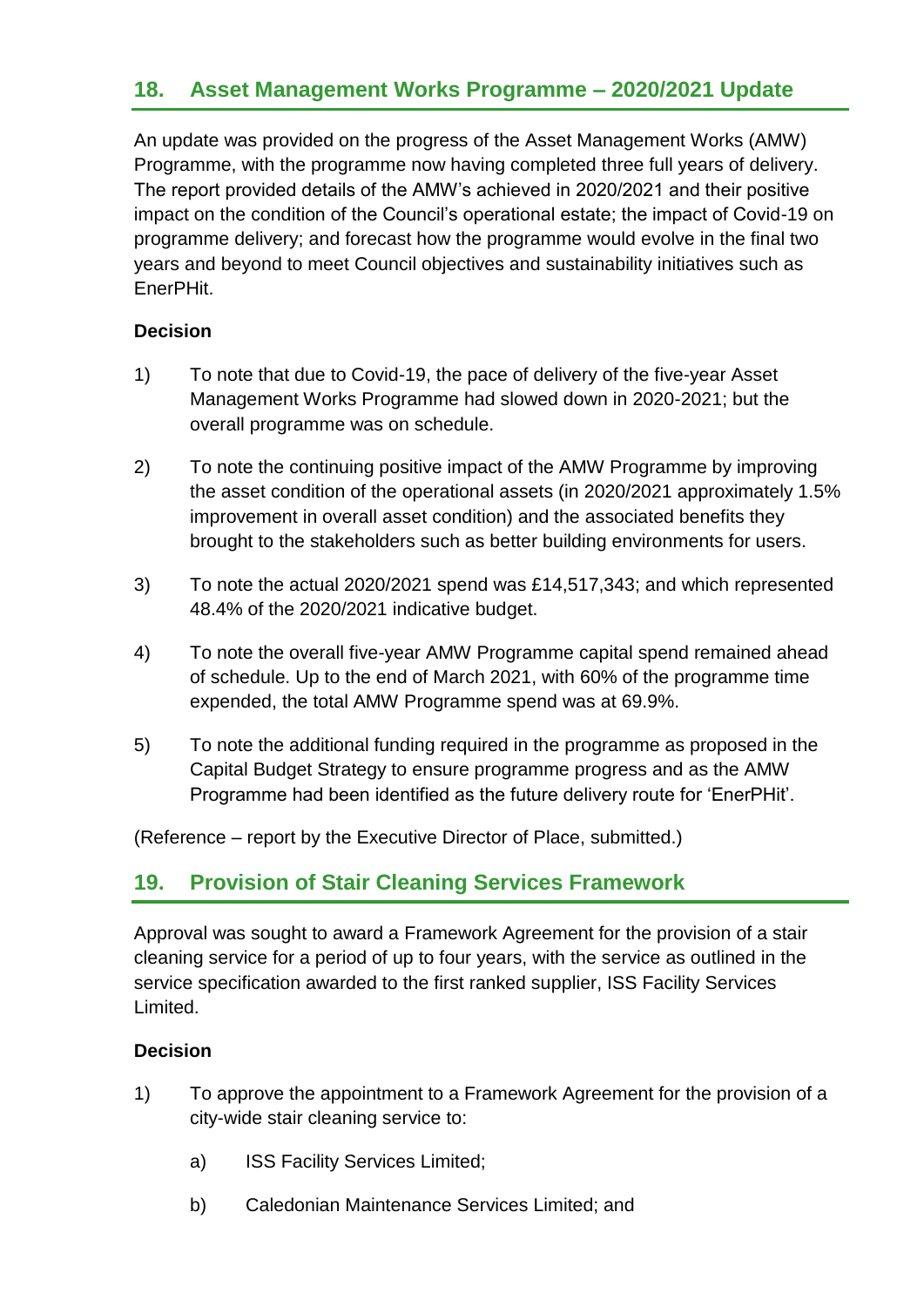## 18. Asset Management Works Programme – 2020/2021 Update

An update was provided on the progress of the Asset Management Works (AMW) Programme, with the programme now having completed three full years of delivery. The report provided details of the AMW's achieved in 2020/2021 and their positive impact on the condition of the Council's operational estate; the impact of Covid-19 on programme delivery; and forecast how the programme would evolve in the final two years and beyond to meet Council objectives and sustainability initiatives such as EnerPHit.

**Decision**

1) To note that due to Covid-19, the pace of delivery of the five-year Asset Management Works Programme had slowed down in 2020-2021; but the overall programme was on schedule.

2) To note the continuing positive impact of the AMW Programme by improving the asset condition of the operational assets (in 2020/2021 approximately 1.5% improvement in overall asset condition) and the associated benefits they brought to the stakeholders such as better building environments for users.

3) To note the actual 2020/2021 spend was £14,517,343; and which represented 48.4% of the 2020/2021 indicative budget.

4) To note the overall five-year AMW Programme capital spend remained ahead of schedule. Up to the end of March 2021, with 60% of the programme time expended, the total AMW Programme spend was at 69.9%.

5) To note the additional funding required in the programme as proposed in the Capital Budget Strategy to ensure programme progress and as the AMW Programme had been identified as the future delivery route for 'EnerPHit'.

(Reference – report by the Executive Director of Place, submitted.)

## 19. Provision of Stair Cleaning Services Framework

Approval was sought to award a Framework Agreement for the provision of a stair cleaning service for a period of up to four years, with the service as outlined in the service specification awarded to the first ranked supplier, ISS Facility Services Limited.

**Decision**

1) To approve the appointment to a Framework Agreement for the provision of a city-wide stair cleaning service to:

   a) ISS Facility Services Limited;

   b) Caledonian Maintenance Services Limited; and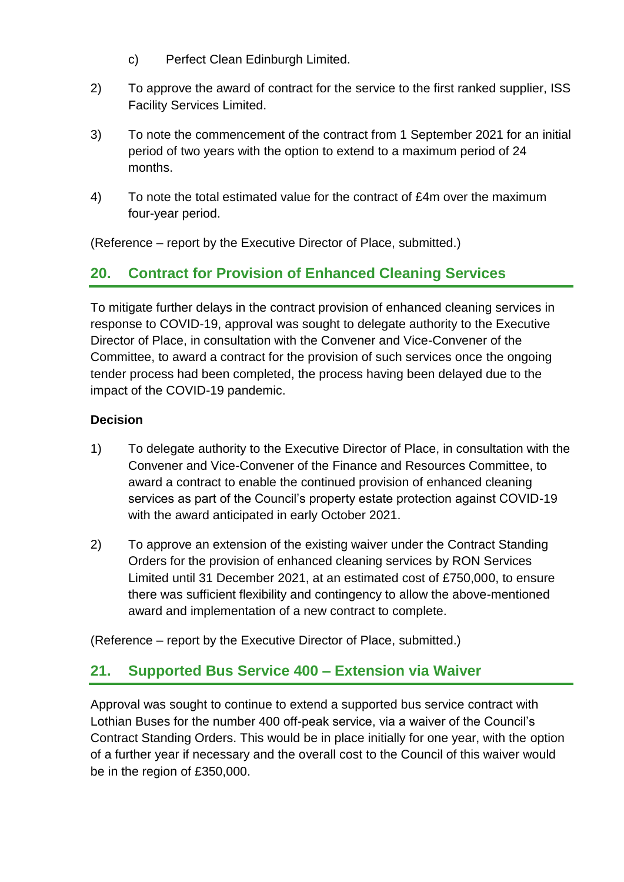c) Perfect Clean Edinburgh Limited.

2) To approve the award of contract for the service to the first ranked supplier, ISS Facility Services Limited.

3) To note the commencement of the contract from 1 September 2021 for an initial period of two years with the option to extend to a maximum period of 24 months.

4) To note the total estimated value for the contract of £4m over the maximum four-year period.

(Reference – report by the Executive Director of Place, submitted.)

## 20. Contract for Provision of Enhanced Cleaning Services

To mitigate further delays in the contract provision of enhanced cleaning services in response to COVID-19, approval was sought to delegate authority to the Executive Director of Place, in consultation with the Convener and Vice-Convener of the Committee, to award a contract for the provision of such services once the ongoing tender process had been completed, the process having been delayed due to the impact of the COVID-19 pandemic.

**Decision**

1) To delegate authority to the Executive Director of Place, in consultation with the Convener and Vice-Convener of the Finance and Resources Committee, to award a contract to enable the continued provision of enhanced cleaning services as part of the Council's property estate protection against COVID-19 with the award anticipated in early October 2021.

2) To approve an extension of the existing waiver under the Contract Standing Orders for the provision of enhanced cleaning services by RON Services Limited until 31 December 2021, at an estimated cost of £750,000, to ensure there was sufficient flexibility and contingency to allow the above-mentioned award and implementation of a new contract to complete.

(Reference – report by the Executive Director of Place, submitted.)

## 21. Supported Bus Service 400 – Extension via Waiver

Approval was sought to continue to extend a supported bus service contract with Lothian Buses for the number 400 off-peak service, via a waiver of the Council's Contract Standing Orders. This would be in place initially for one year, with the option of a further year if necessary and the overall cost to the Council of this waiver would be in the region of £350,000.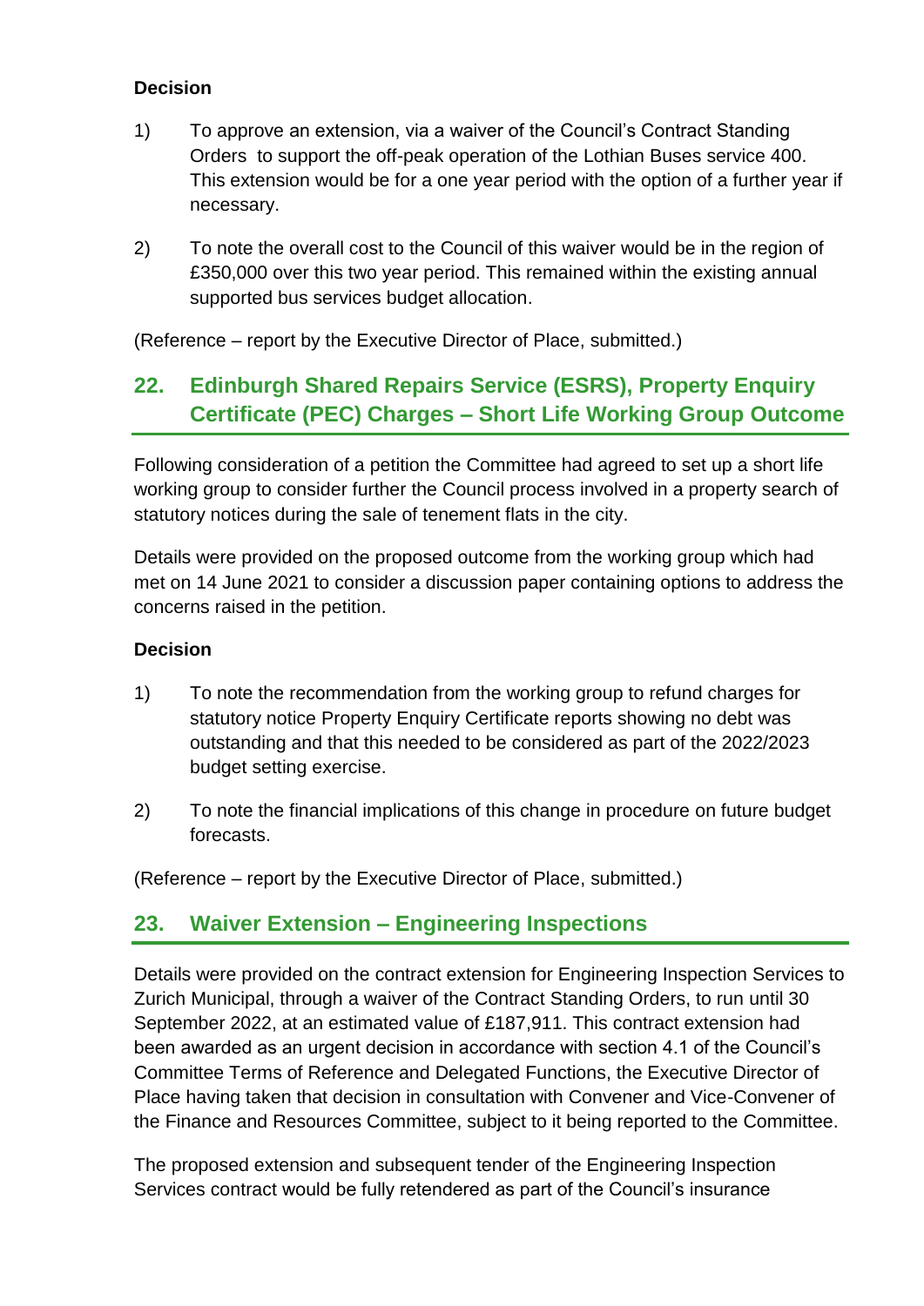**Decision**

1) To approve an extension, via a waiver of the Council's Contract Standing Orders to support the off-peak operation of the Lothian Buses service 400. This extension would be for a one year period with the option of a further year if necessary.

2) To note the overall cost to the Council of this waiver would be in the region of £350,000 over this two year period. This remained within the existing annual supported bus services budget allocation.

(Reference – report by the Executive Director of Place, submitted.)

## 22. Edinburgh Shared Repairs Service (ESRS), Property Enquiry Certificate (PEC) Charges – Short Life Working Group Outcome

Following consideration of a petition the Committee had agreed to set up a short life working group to consider further the Council process involved in a property search of statutory notices during the sale of tenement flats in the city.

Details were provided on the proposed outcome from the working group which had met on 14 June 2021 to consider a discussion paper containing options to address the concerns raised in the petition.

**Decision**

1) To note the recommendation from the working group to refund charges for statutory notice Property Enquiry Certificate reports showing no debt was outstanding and that this needed to be considered as part of the 2022/2023 budget setting exercise.

2) To note the financial implications of this change in procedure on future budget forecasts.

(Reference – report by the Executive Director of Place, submitted.)

## 23. Waiver Extension – Engineering Inspections

Details were provided on the contract extension for Engineering Inspection Services to Zurich Municipal, through a waiver of the Contract Standing Orders, to run until 30 September 2022, at an estimated value of £187,911. This contract extension had been awarded as an urgent decision in accordance with section 4.1 of the Council's Committee Terms of Reference and Delegated Functions, the Executive Director of Place having taken that decision in consultation with Convener and Vice-Convener of the Finance and Resources Committee, subject to it being reported to the Committee.

The proposed extension and subsequent tender of the Engineering Inspection Services contract would be fully retendered as part of the Council's insurance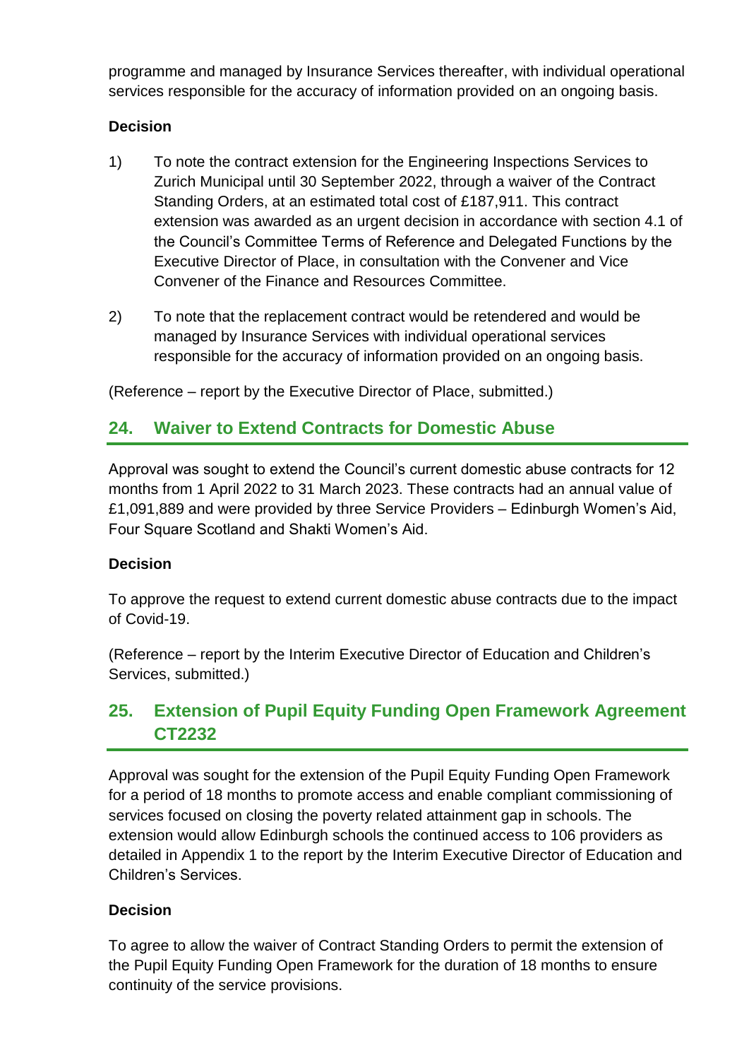programme and managed by Insurance Services thereafter, with individual operational services responsible for the accuracy of information provided on an ongoing basis.

**Decision**

1) To note the contract extension for the Engineering Inspections Services to Zurich Municipal until 30 September 2022, through a waiver of the Contract Standing Orders, at an estimated total cost of £187,911. This contract extension was awarded as an urgent decision in accordance with section 4.1 of the Council's Committee Terms of Reference and Delegated Functions by the Executive Director of Place, in consultation with the Convener and Vice Convener of the Finance and Resources Committee.

2) To note that the replacement contract would be retendered and would be managed by Insurance Services with individual operational services responsible for the accuracy of information provided on an ongoing basis.

(Reference – report by the Executive Director of Place, submitted.)

## 24. Waiver to Extend Contracts for Domestic Abuse

Approval was sought to extend the Council's current domestic abuse contracts for 12 months from 1 April 2022 to 31 March 2023. These contracts had an annual value of £1,091,889 and were provided by three Service Providers – Edinburgh Women's Aid, Four Square Scotland and Shakti Women's Aid.

**Decision**

To approve the request to extend current domestic abuse contracts due to the impact of Covid-19.

(Reference – report by the Interim Executive Director of Education and Children's Services, submitted.)

## 25. Extension of Pupil Equity Funding Open Framework Agreement CT2232

Approval was sought for the extension of the Pupil Equity Funding Open Framework for a period of 18 months to promote access and enable compliant commissioning of services focused on closing the poverty related attainment gap in schools. The extension would allow Edinburgh schools the continued access to 106 providers as detailed in Appendix 1 to the report by the Interim Executive Director of Education and Children's Services.

**Decision**

To agree to allow the waiver of Contract Standing Orders to permit the extension of the Pupil Equity Funding Open Framework for the duration of 18 months to ensure continuity of the service provisions.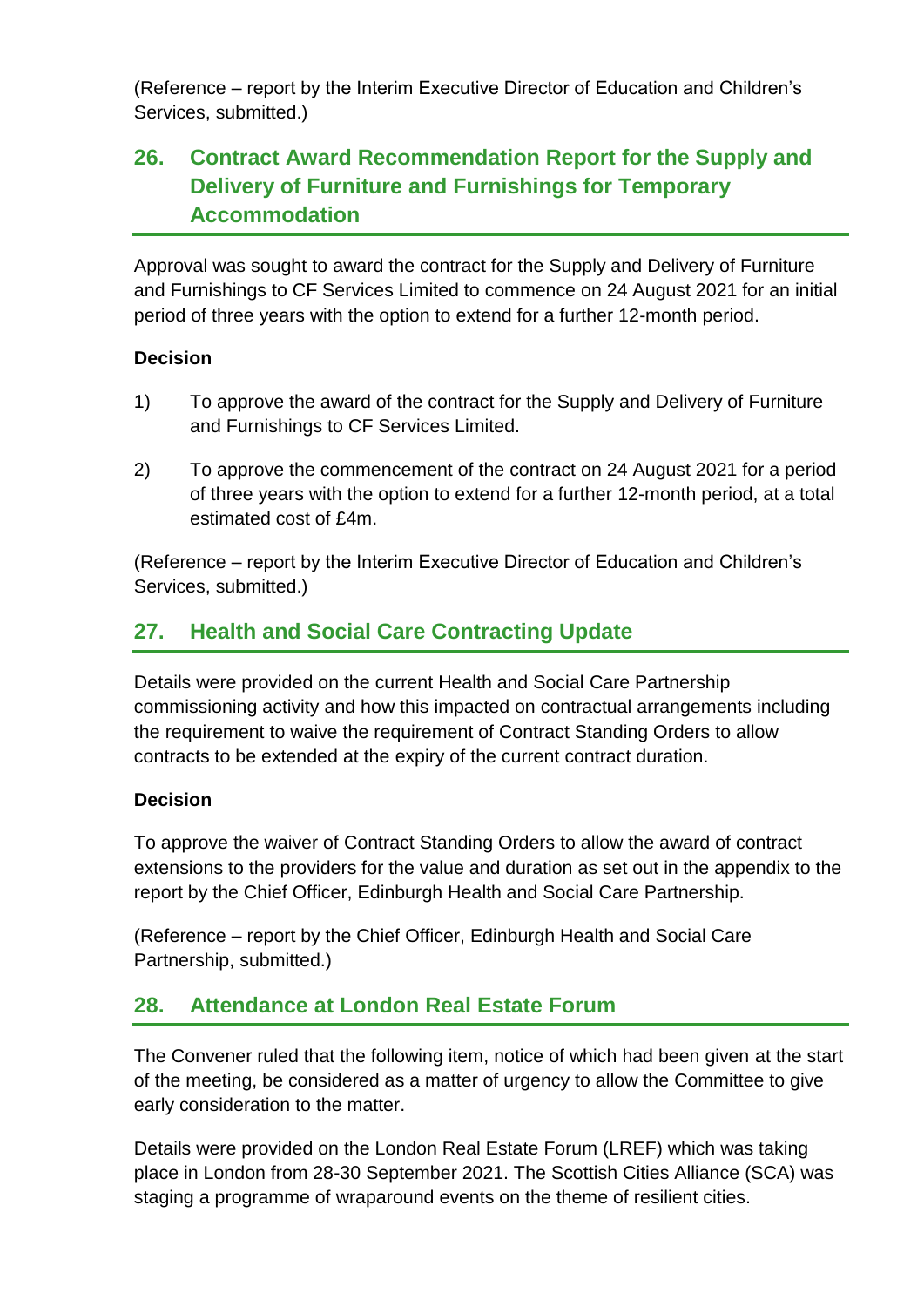(Reference – report by the Interim Executive Director of Education and Children's Services, submitted.)

## 26. Contract Award Recommendation Report for the Supply and Delivery of Furniture and Furnishings for Temporary Accommodation

Approval was sought to award the contract for the Supply and Delivery of Furniture and Furnishings to CF Services Limited to commence on 24 August 2021 for an initial period of three years with the option to extend for a further 12-month period.

**Decision**

1) To approve the award of the contract for the Supply and Delivery of Furniture and Furnishings to CF Services Limited.

2) To approve the commencement of the contract on 24 August 2021 for a period of three years with the option to extend for a further 12-month period, at a total estimated cost of £4m.

(Reference – report by the Interim Executive Director of Education and Children's Services, submitted.)

## 27. Health and Social Care Contracting Update

Details were provided on the current Health and Social Care Partnership commissioning activity and how this impacted on contractual arrangements including the requirement to waive the requirement of Contract Standing Orders to allow contracts to be extended at the expiry of the current contract duration.

**Decision**

To approve the waiver of Contract Standing Orders to allow the award of contract extensions to the providers for the value and duration as set out in the appendix to the report by the Chief Officer, Edinburgh Health and Social Care Partnership.

(Reference – report by the Chief Officer, Edinburgh Health and Social Care Partnership, submitted.)

## 28. Attendance at London Real Estate Forum

The Convener ruled that the following item, notice of which had been given at the start of the meeting, be considered as a matter of urgency to allow the Committee to give early consideration to the matter.

Details were provided on the London Real Estate Forum (LREF) which was taking place in London from 28-30 September 2021. The Scottish Cities Alliance (SCA) was staging a programme of wraparound events on the theme of resilient cities.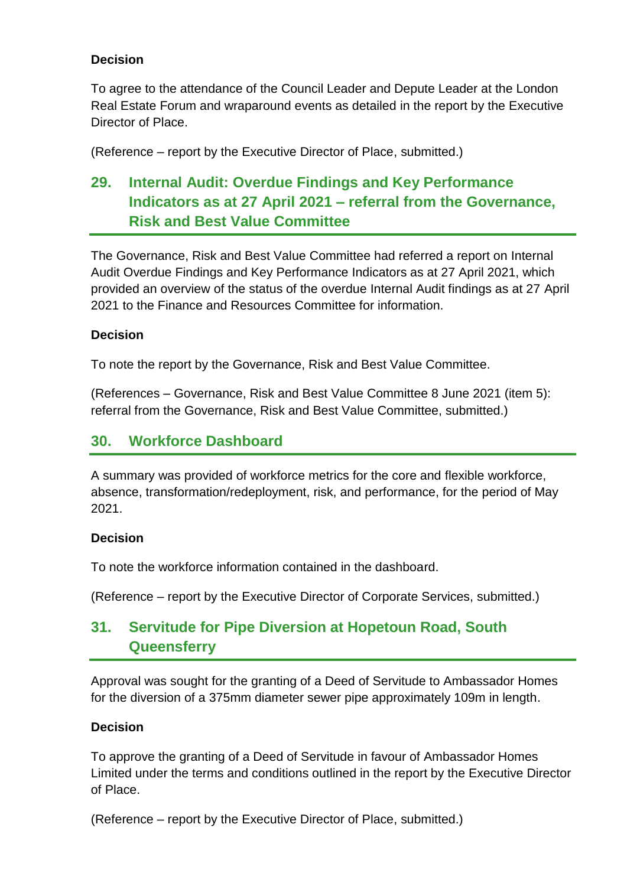**Decision**

To agree to the attendance of the Council Leader and Depute Leader at the London Real Estate Forum and wraparound events as detailed in the report by the Executive Director of Place.

(Reference – report by the Executive Director of Place, submitted.)

## 29. Internal Audit: Overdue Findings and Key Performance Indicators as at 27 April 2021 – referral from the Governance, Risk and Best Value Committee

The Governance, Risk and Best Value Committee had referred a report on Internal Audit Overdue Findings and Key Performance Indicators as at 27 April 2021, which provided an overview of the status of the overdue Internal Audit findings as at 27 April 2021 to the Finance and Resources Committee for information.

**Decision**

To note the report by the Governance, Risk and Best Value Committee.

(References – Governance, Risk and Best Value Committee 8 June 2021 (item 5): referral from the Governance, Risk and Best Value Committee, submitted.)

## 30. Workforce Dashboard

A summary was provided of workforce metrics for the core and flexible workforce, absence, transformation/redeployment, risk, and performance, for the period of May 2021.

**Decision**

To note the workforce information contained in the dashboard.

(Reference – report by the Executive Director of Corporate Services, submitted.)

## 31. Servitude for Pipe Diversion at Hopetoun Road, South Queensferry

Approval was sought for the granting of a Deed of Servitude to Ambassador Homes for the diversion of a 375mm diameter sewer pipe approximately 109m in length.

**Decision**

To approve the granting of a Deed of Servitude in favour of Ambassador Homes Limited under the terms and conditions outlined in the report by the Executive Director of Place.

(Reference – report by the Executive Director of Place, submitted.)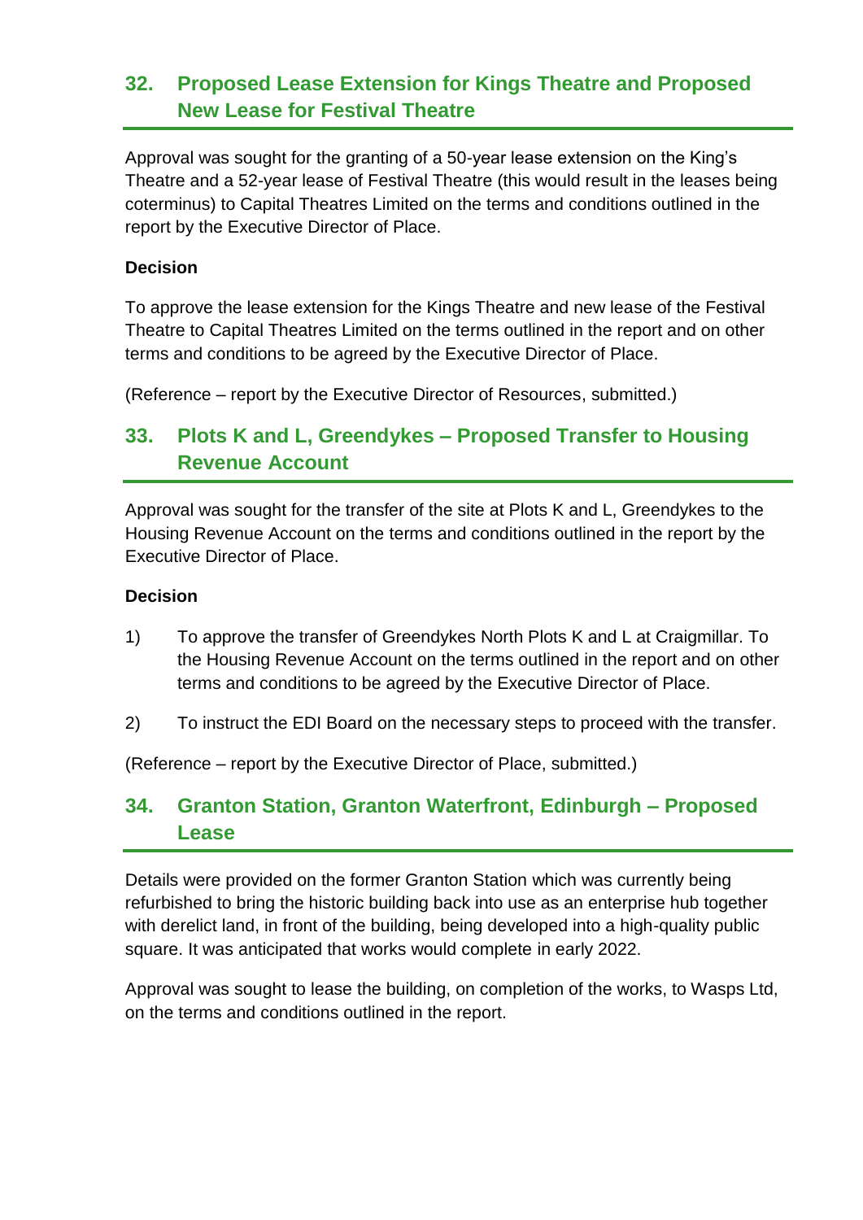## 32. Proposed Lease Extension for Kings Theatre and Proposed New Lease for Festival Theatre

Approval was sought for the granting of a 50-year lease extension on the King's Theatre and a 52-year lease of Festival Theatre (this would result in the leases being coterminus) to Capital Theatres Limited on the terms and conditions outlined in the report by the Executive Director of Place.

**Decision**

To approve the lease extension for the Kings Theatre and new lease of the Festival Theatre to Capital Theatres Limited on the terms outlined in the report and on other terms and conditions to be agreed by the Executive Director of Place.

(Reference – report by the Executive Director of Resources, submitted.)

## 33. Plots K and L, Greendykes – Proposed Transfer to Housing Revenue Account

Approval was sought for the transfer of the site at Plots K and L, Greendykes to the Housing Revenue Account on the terms and conditions outlined in the report by the Executive Director of Place.

**Decision**

1) To approve the transfer of Greendykes North Plots K and L at Craigmillar. To the Housing Revenue Account on the terms outlined in the report and on other terms and conditions to be agreed by the Executive Director of Place.

2) To instruct the EDI Board on the necessary steps to proceed with the transfer.

(Reference – report by the Executive Director of Place, submitted.)

## 34. Granton Station, Granton Waterfront, Edinburgh – Proposed Lease

Details were provided on the former Granton Station which was currently being refurbished to bring the historic building back into use as an enterprise hub together with derelict land, in front of the building, being developed into a high-quality public square. It was anticipated that works would complete in early 2022.

Approval was sought to lease the building, on completion of the works, to Wasps Ltd, on the terms and conditions outlined in the report.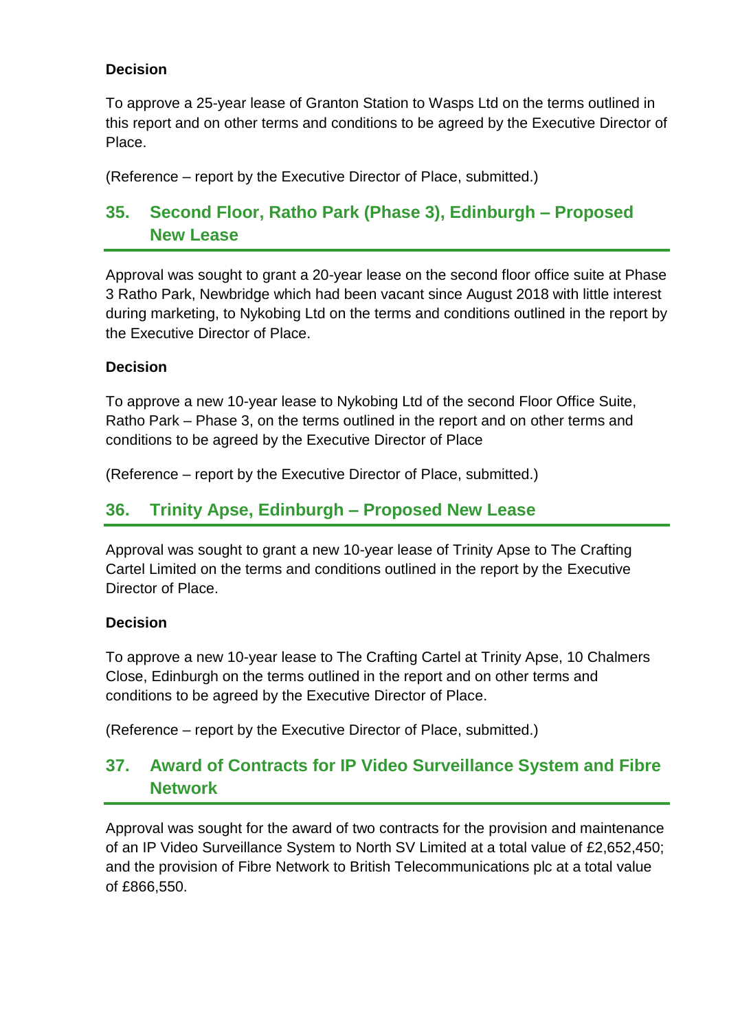**Decision**

To approve a 25-year lease of Granton Station to Wasps Ltd on the terms outlined in this report and on other terms and conditions to be agreed by the Executive Director of Place.

(Reference – report by the Executive Director of Place, submitted.)

## 35. Second Floor, Ratho Park (Phase 3), Edinburgh – Proposed New Lease

Approval was sought to grant a 20-year lease on the second floor office suite at Phase 3 Ratho Park, Newbridge which had been vacant since August 2018 with little interest during marketing, to Nykobing Ltd on the terms and conditions outlined in the report by the Executive Director of Place.

**Decision**

To approve a new 10-year lease to Nykobing Ltd of the second Floor Office Suite, Ratho Park – Phase 3, on the terms outlined in the report and on other terms and conditions to be agreed by the Executive Director of Place

(Reference – report by the Executive Director of Place, submitted.)

## 36. Trinity Apse, Edinburgh – Proposed New Lease

Approval was sought to grant a new 10-year lease of Trinity Apse to The Crafting Cartel Limited on the terms and conditions outlined in the report by the Executive Director of Place.

**Decision**

To approve a new 10-year lease to The Crafting Cartel at Trinity Apse, 10 Chalmers Close, Edinburgh on the terms outlined in the report and on other terms and conditions to be agreed by the Executive Director of Place.

(Reference – report by the Executive Director of Place, submitted.)

## 37. Award of Contracts for IP Video Surveillance System and Fibre Network

Approval was sought for the award of two contracts for the provision and maintenance of an IP Video Surveillance System to North SV Limited at a total value of £2,652,450; and the provision of Fibre Network to British Telecommunications plc at a total value of £866,550.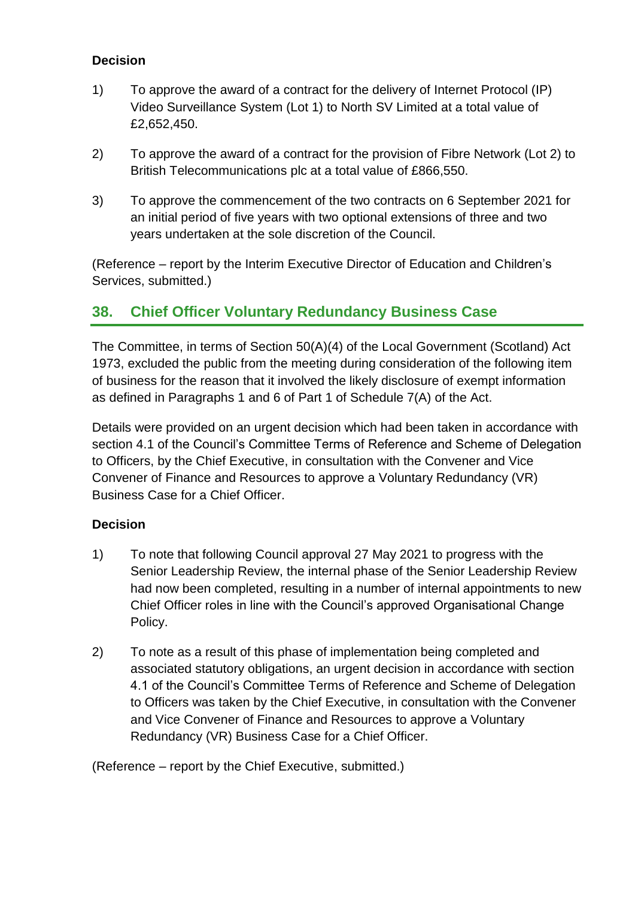**Decision**

1) To approve the award of a contract for the delivery of Internet Protocol (IP) Video Surveillance System (Lot 1) to North SV Limited at a total value of £2,652,450.

2) To approve the award of a contract for the provision of Fibre Network (Lot 2) to British Telecommunications plc at a total value of £866,550.

3) To approve the commencement of the two contracts on 6 September 2021 for an initial period of five years with two optional extensions of three and two years undertaken at the sole discretion of the Council.

(Reference – report by the Interim Executive Director of Education and Children's Services, submitted.)

## 38. Chief Officer Voluntary Redundancy Business Case

The Committee, in terms of Section 50(A)(4) of the Local Government (Scotland) Act 1973, excluded the public from the meeting during consideration of the following item of business for the reason that it involved the likely disclosure of exempt information as defined in Paragraphs 1 and 6 of Part 1 of Schedule 7(A) of the Act.

Details were provided on an urgent decision which had been taken in accordance with section 4.1 of the Council's Committee Terms of Reference and Scheme of Delegation to Officers, by the Chief Executive, in consultation with the Convener and Vice Convener of Finance and Resources to approve a Voluntary Redundancy (VR) Business Case for a Chief Officer.

**Decision**

1) To note that following Council approval 27 May 2021 to progress with the Senior Leadership Review, the internal phase of the Senior Leadership Review had now been completed, resulting in a number of internal appointments to new Chief Officer roles in line with the Council's approved Organisational Change Policy.

2) To note as a result of this phase of implementation being completed and associated statutory obligations, an urgent decision in accordance with section 4.1 of the Council's Committee Terms of Reference and Scheme of Delegation to Officers was taken by the Chief Executive, in consultation with the Convener and Vice Convener of Finance and Resources to approve a Voluntary Redundancy (VR) Business Case for a Chief Officer.

(Reference – report by the Chief Executive, submitted.)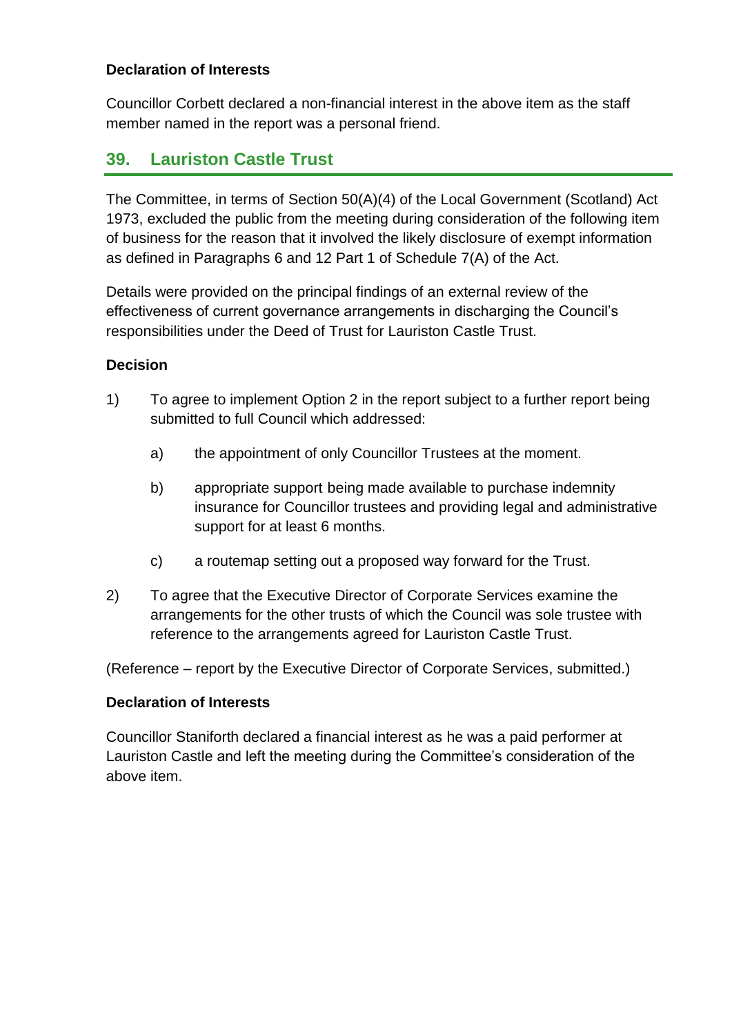### Declaration of Interests

Councillor Corbett declared a non-financial interest in the above item as the staff member named in the report was a personal friend.

## 39. Lauriston Castle Trust

The Committee, in terms of Section 50(A)(4) of the Local Government (Scotland) Act 1973, excluded the public from the meeting during consideration of the following item of business for the reason that it involved the likely disclosure of exempt information as defined in Paragraphs 6 and 12 Part 1 of Schedule 7(A) of the Act.

Details were provided on the principal findings of an external review of the effectiveness of current governance arrangements in discharging the Council's responsibilities under the Deed of Trust for Lauriston Castle Trust.

### Decision

1) To agree to implement Option 2 in the report subject to a further report being submitted to full Council which addressed:

    a) the appointment of only Councillor Trustees at the moment.

    b) appropriate support being made available to purchase indemnity insurance for Councillor trustees and providing legal and administrative support for at least 6 months.

    c) a routemap setting out a proposed way forward for the Trust.

2) To agree that the Executive Director of Corporate Services examine the arrangements for the other trusts of which the Council was sole trustee with reference to the arrangements agreed for Lauriston Castle Trust.

(Reference – report by the Executive Director of Corporate Services, submitted.)

### Declaration of Interests

Councillor Staniforth declared a financial interest as he was a paid performer at Lauriston Castle and left the meeting during the Committee's consideration of the above item.